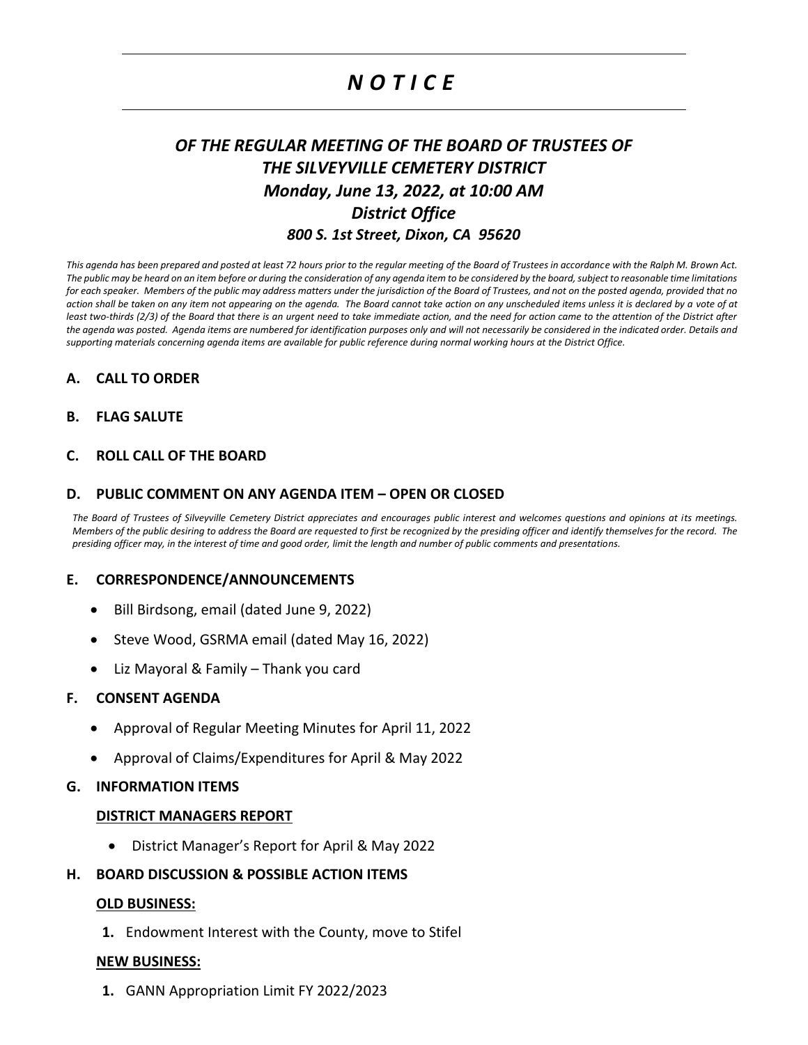# *N O T I C E*

## *OF THE REGULAR MEETING OF THE BOARD OF TRUSTEES OF THE SILVEYVILLE CEMETERY DISTRICT*
## *Monday, June 13, 2022, at 10:00 AM*
## *District Office*
## *800 S. 1st Street, Dixon, CA 95620*

*This agenda has been prepared and posted at least 72 hours prior to the regular meeting of the Board of Trustees in accordance with the Ralph M. Brown Act. The public may be heard on an item before or during the consideration of any agenda item to be considered by the board, subject to reasonable time limitations for each speaker. Members of the public may address matters under the jurisdiction of the Board of Trustees, and not on the posted agenda, provided that no action shall be taken on any item not appearing on the agenda. The Board cannot take action on any unscheduled items unless it is declared by a vote of at least two-thirds (2/3) of the Board that there is an urgent need to take immediate action, and the need for action came to the attention of the District after the agenda was posted. Agenda items are numbered for identification purposes only and will not necessarily be considered in the indicated order. Details and supporting materials concerning agenda items are available for public reference during normal working hours at the District Office.*

### A. CALL TO ORDER

### B. FLAG SALUTE

### C. ROLL CALL OF THE BOARD

### D. PUBLIC COMMENT ON ANY AGENDA ITEM – OPEN OR CLOSED

*The Board of Trustees of Silveyville Cemetery District appreciates and encourages public interest and welcomes questions and opinions at its meetings. Members of the public desiring to address the Board are requested to first be recognized by the presiding officer and identify themselves for the record. The presiding officer may, in the interest of time and good order, limit the length and number of public comments and presentations.*

### E. CORRESPONDENCE/ANNOUNCEMENTS

- Bill Birdsong, email (dated June 9, 2022)
- Steve Wood, GSRMA email (dated May 16, 2022)
- Liz Mayoral & Family – Thank you card

### F. CONSENT AGENDA

- Approval of Regular Meeting Minutes for April 11, 2022
- Approval of Claims/Expenditures for April & May 2022

### G. INFORMATION ITEMS

**DISTRICT MANAGERS REPORT**

- District Manager's Report for April & May 2022

### H. BOARD DISCUSSION & POSSIBLE ACTION ITEMS

**OLD BUSINESS:**

1. Endowment Interest with the County, move to Stifel

**NEW BUSINESS:**

1. GANN Appropriation Limit FY 2022/2023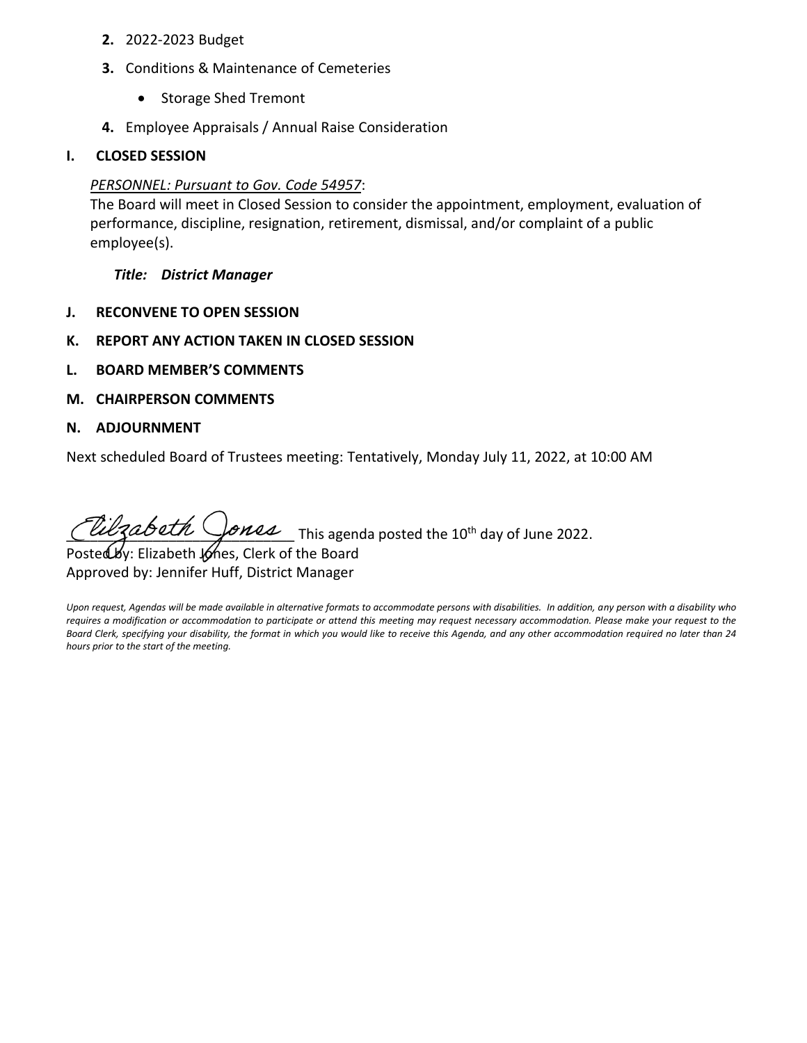2. 2022-2023 Budget
3. Conditions & Maintenance of Cemeteries
    - Storage Shed Tremont
4. Employee Appraisals / Annual Raise Consideration

**I. CLOSED SESSION**

*PERSONNEL: Pursuant to Gov. Code 54957*:
The Board will meet in Closed Session to consider the appointment, employment, evaluation of performance, discipline, resignation, retirement, dismissal, and/or complaint of a public employee(s).

***Title: District Manager***

**J. RECONVENE TO OPEN SESSION**

**K. REPORT ANY ACTION TAKEN IN CLOSED SESSION**

**L. BOARD MEMBER'S COMMENTS**

**M. CHAIRPERSON COMMENTS**

**N. ADJOURNMENT**

Next scheduled Board of Trustees meeting: Tentatively, Monday July 11, 2022, at 10:00 AM

Eilzabeth Jones ________________ This agenda posted the 10th day of June 2022.
Posted by: Elizabeth Jones, Clerk of the Board
Approved by: Jennifer Huff, District Manager

*Upon request, Agendas will be made available in alternative formats to accommodate persons with disabilities. In addition, any person with a disability who requires a modification or accommodation to participate or attend this meeting may request necessary accommodation. Please make your request to the Board Clerk, specifying your disability, the format in which you would like to receive this Agenda, and any other accommodation required no later than 24 hours prior to the start of the meeting.*